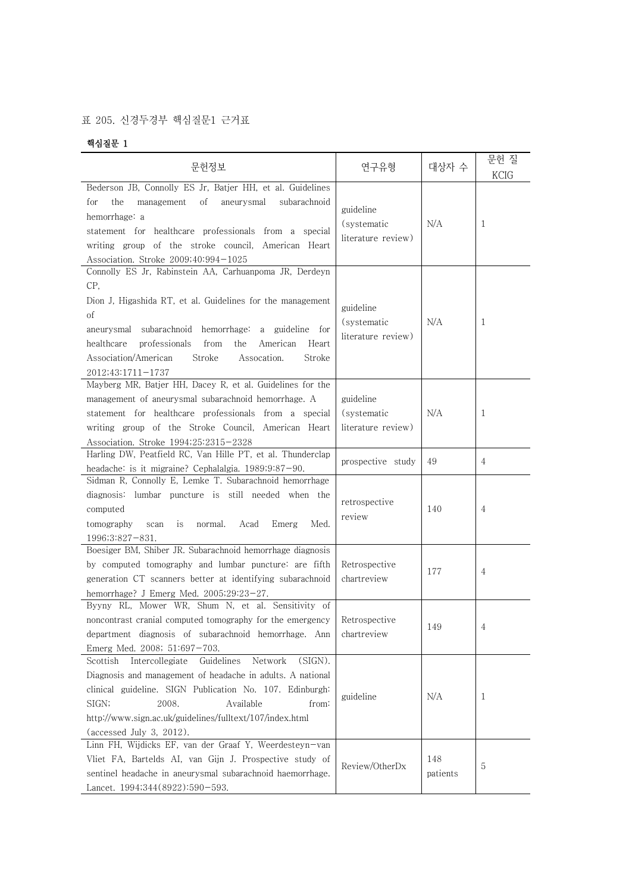표 205. 신경두경부 핵심질문1 근거표

**핵심질문 1**

| 문헌정보 | 연구유형 | 대상자 수 | 문헌 질 KCIG |
|---|---|---|---|
| Bederson JB, Connolly ES Jr, Batjer HH, et al. Guidelines for the management of aneurysmal subarachnoid hemorrhage: a statement for healthcare professionals from a special writing group of the stroke council, American Heart Association. Stroke 2009;40:994−1025 | guideline (systematic literature review) | N/A | 1 |
| Connolly ES Jr, Rabinstein AA, Carhuanpoma JR, Derdeyn CP, Dion J, Higashida RT, et al. Guidelines for the management of aneurysmal subarachnoid hemorrhage: a guideline for healthcare professionals from the American Heart Association/American Stroke Assocation. Stroke 2012;43:1711−1737 | guideline (systematic literature review) | N/A | 1 |
| Mayberg MR, Batjer HH, Dacey R, et al. Guidelines for the management of aneurysmal subarachnoid hemorrhage. A statement for healthcare professionals from a special writing group of the Stroke Council, American Heart Association. Stroke 1994;25:2315−2328 | guideline (systematic literature review) | N/A | 1 |
| Harling DW, Peatfield RC, Van Hille PT, et al. Thunderclap headache: is it migraine? Cephalalgia. 1989;9:87−90. | prospective study | 49 | 4 |
| Sidman R, Connolly E, Lemke T. Subarachnoid hemorrhage diagnosis: lumbar puncture is still needed when the computed tomography scan is normal. Acad Emerg Med. 1996;3:827−831. | retrospective review | 140 | 4 |
| Boesiger BM, Shiber JR. Subarachnoid hemorrhage diagnosis by computed tomography and lumbar puncture: are fifth generation CT scanners better at identifying subarachnoid hemorrhage? J Emerg Med. 2005;29:23−27. | Retrospective chartreview | 177 | 4 |
| Byyny RL, Mower WR, Shum N, et al. Sensitivity of noncontrast cranial computed tomography for the emergency department diagnosis of subarachnoid hemorrhage. Ann Emerg Med. 2008; 51:697−703. | Retrospective chartreview | 149 | 4 |
| Scottish Intercollegiate Guidelines Network (SIGN). Diagnosis and management of headache in adults. A national clinical guideline. SIGN Publication No. 107. Edinburgh: SIGN; 2008. Available from: http://www.sign.ac.uk/guidelines/fulltext/107/index.html (accessed July 3, 2012). | guideline | N/A | 1 |
| Linn FH, Wijdicks EF, van der Graaf Y, Weerdesteyn−van Vliet FA, Bartelds AI, van Gijn J. Prospective study of sentinel headache in aneurysmal subarachnoid haemorrhage. Lancet. 1994;344(8922):590−593. | Review/OtherDx | 148 patients | 5 |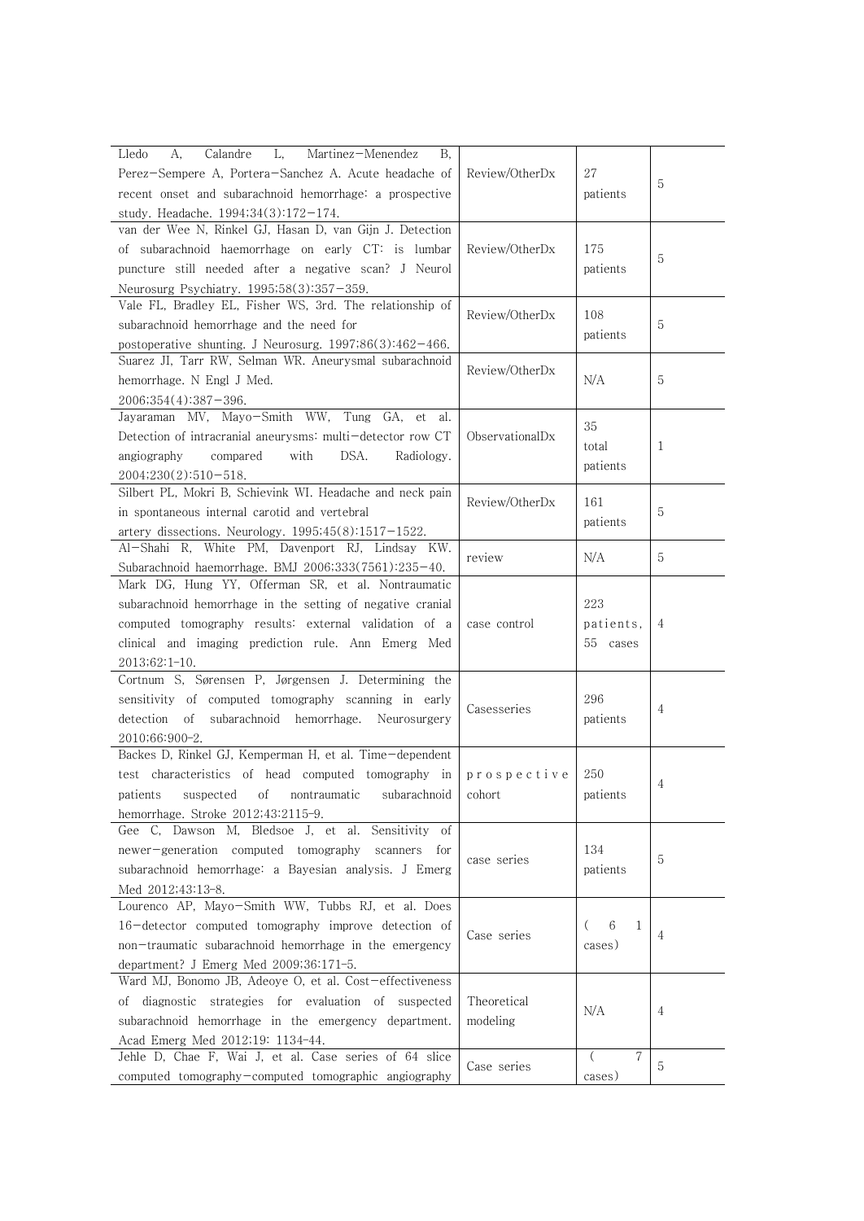| | | | |
|---|---|---|---|
| Lledo A, Calandre L, Martinez-Menendez B, Perez-Sempere A, Portera-Sanchez A. Acute headache of recent onset and subarachnoid hemorrhage: a prospective study. Headache. 1994;34(3):172-174. | Review/OtherDx | 27 patients | 5 |
| van der Wee N, Rinkel GJ, Hasan D, van Gijn J. Detection of subarachnoid haemorrhage on early CT: is lumbar puncture still needed after a negative scan? J Neurol Neurosurg Psychiatry. 1995;58(3):357-359. | Review/OtherDx | 175 patients | 5 |
| Vale FL, Bradley EL, Fisher WS, 3rd. The relationship of subarachnoid hemorrhage and the need for postoperative shunting. J Neurosurg. 1997;86(3):462-466. | Review/OtherDx | 108 patients | 5 |
| Suarez JI, Tarr RW, Selman WR. Aneurysmal subarachnoid hemorrhage. N Engl J Med. 2006;354(4):387-396. | Review/OtherDx | N/A | 5 |
| Jayaraman MV, Mayo-Smith WW, Tung GA, et al. Detection of intracranial aneurysms: multi-detector row CT angiography compared with DSA. Radiology. 2004;230(2):510-518. | ObservationalDx | 35 total patients | 1 |
| Silbert PL, Mokri B, Schievink WI. Headache and neck pain in spontaneous internal carotid and vertebral artery dissections. Neurology. 1995;45(8):1517-1522. | Review/OtherDx | 161 patients | 5 |
| Al-Shahi R, White PM, Davenport RJ, Lindsay KW. Subarachnoid haemorrhage. BMJ 2006;333(7561):235-40. | review | N/A | 5 |
| Mark DG, Hung YY, Offerman SR, et al. Nontraumatic subarachnoid hemorrhage in the setting of negative cranial computed tomography results: external validation of a clinical and imaging prediction rule. Ann Emerg Med 2013;62:1-10. | case control | 223 patients, 55 cases | 4 |
| Cortnum S, Sørensen P, Jørgensen J. Determining the sensitivity of computed tomography scanning in early detection of subarachnoid hemorrhage. Neurosurgery 2010;66:900-2. | Casesseries | 296 patients | 4 |
| Backes D, Rinkel GJ, Kemperman H, et al. Time-dependent test characteristics of head computed tomography in patients suspected of nontraumatic subarachnoid hemorrhage. Stroke 2012;43:2115-9. | prospective cohort | 250 patients | 4 |
| Gee C, Dawson M, Bledsoe J, et al. Sensitivity of newer-generation computed tomography scanners for subarachnoid hemorrhage: a Bayesian analysis. J Emerg Med 2012;43:13-8. | case series | 134 patients | 5 |
| Lourenco AP, Mayo-Smith WW, Tubbs RJ, et al. Does 16-detector computed tomography improve detection of non-traumatic subarachnoid hemorrhage in the emergency department? J Emerg Med 2009;36:171-5. | Case series | (61 cases) | 4 |
| Ward MJ, Bonomo JB, Adeoye O, et al. Cost-effectiveness of diagnostic strategies for evaluation of suspected subarachnoid hemorrhage in the emergency department. Acad Emerg Med 2012;19: 1134-44. | Theoretical modeling | N/A | 4 |
| Jehle D, Chae F, Wai J, et al. Case series of 64 slice computed tomography-computed tomographic angiography | Case series | (7 cases) | 5 |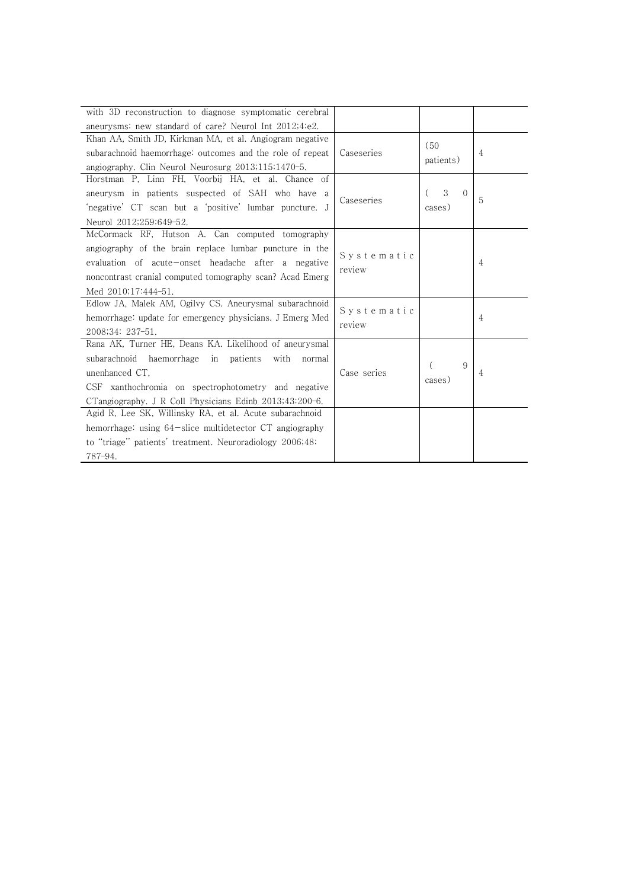| | | | |
|---|---|---|---|
| with 3D reconstruction to diagnose symptomatic cerebral aneurysms: new standard of care? Neurol Int 2012;4:e2. | | | |
| Khan AA, Smith JD, Kirkman MA, et al. Angiogram negative subarachnoid haemorrhage: outcomes and the role of repeat angiography. Clin Neurol Neurosurg 2013;115:1470-5. | Caseseries | (50 patients) | 4 |
| Horstman P, Linn FH, Voorbij HA, et al. Chance of aneurysm in patients suspected of SAH who have a 'negative' CT scan but a 'positive' lumbar puncture. J Neurol 2012;259:649-52. | Caseseries | ( 3 0 cases) | 5 |
| McCormack RF, Hutson A. Can computed tomography angiography of the brain replace lumbar puncture in the evaluation of acute-onset headache after a negative noncontrast cranial computed tomography scan? Acad Emerg Med 2010;17:444-51. | Systematic review | | 4 |
| Edlow JA, Malek AM, Ogilvy CS. Aneurysmal subarachnoid hemorrhage: update for emergency physicians. J Emerg Med 2008;34: 237-51. | Systematic review | | 4 |
| Rana AK, Turner HE, Deans KA. Likelihood of aneurysmal subarachnoid haemorrhage in patients with normal unenhanced CT, CSF xanthochromia on spectrophotometry and negative CTangiography. J R Coll Physicians Edinb 2013;43:200-6. | Case series | ( 9 cases) | 4 |
| Agid R, Lee SK, Willinsky RA, et al. Acute subarachnoid hemorrhage: using 64-slice multidetector CT angiography to "triage" patients' treatment. Neuroradiology 2006;48: 787-94. | | | |